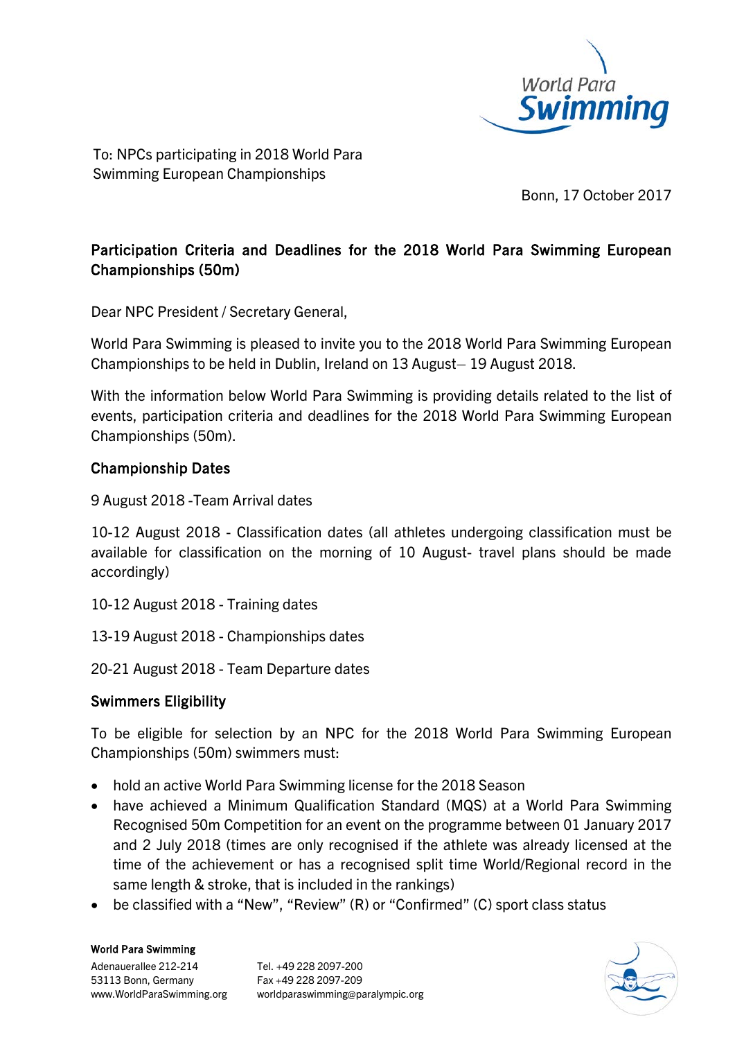To: NPCs participating in 2018 World Para Swimming European Championships

Bonn, 17 October 2017

## Participation Criteria and Deadlines for the 2018 World Para Swimming European Championships (50m)

Dear NPC President / Secretary General,

World Para Swimming is pleased to invite you to the 2018 World Para Swimming European Championships to be held in Dublin, Ireland on 13 August– 19 August 2018.

With the information below World Para Swimming is providing details related to the list of events, participation criteria and deadlines for the 2018 World Para Swimming European Championships (50m).

### Championship Dates

9 August 2018 -Team Arrival dates

10-12 August 2018 - Classification dates (all athletes undergoing classification must be available for classification on the morning of 10 August- travel plans should be made accordingly)

10-12 August 2018 - Training dates

13-19 August 2018 - Championships dates

20-21 August 2018 - Team Departure dates

### Swimmers Eligibility

To be eligible for selection by an NPC for the 2018 World Para Swimming European Championships (50m) swimmers must:

- hold an active World Para Swimming license for the 2018 Season
- have achieved a Minimum Qualification Standard (MQS) at a World Para Swimming Recognised 50m Competition for an event on the programme between 01 January 2017 and 2 July 2018 (times are only recognised if the athlete was already licensed at the time of the achievement or has a recognised split time World/Regional record in the same length & stroke, that is included in the rankings)
- be classified with a "New", "Review" (R) or "Confirmed" (C) sport class status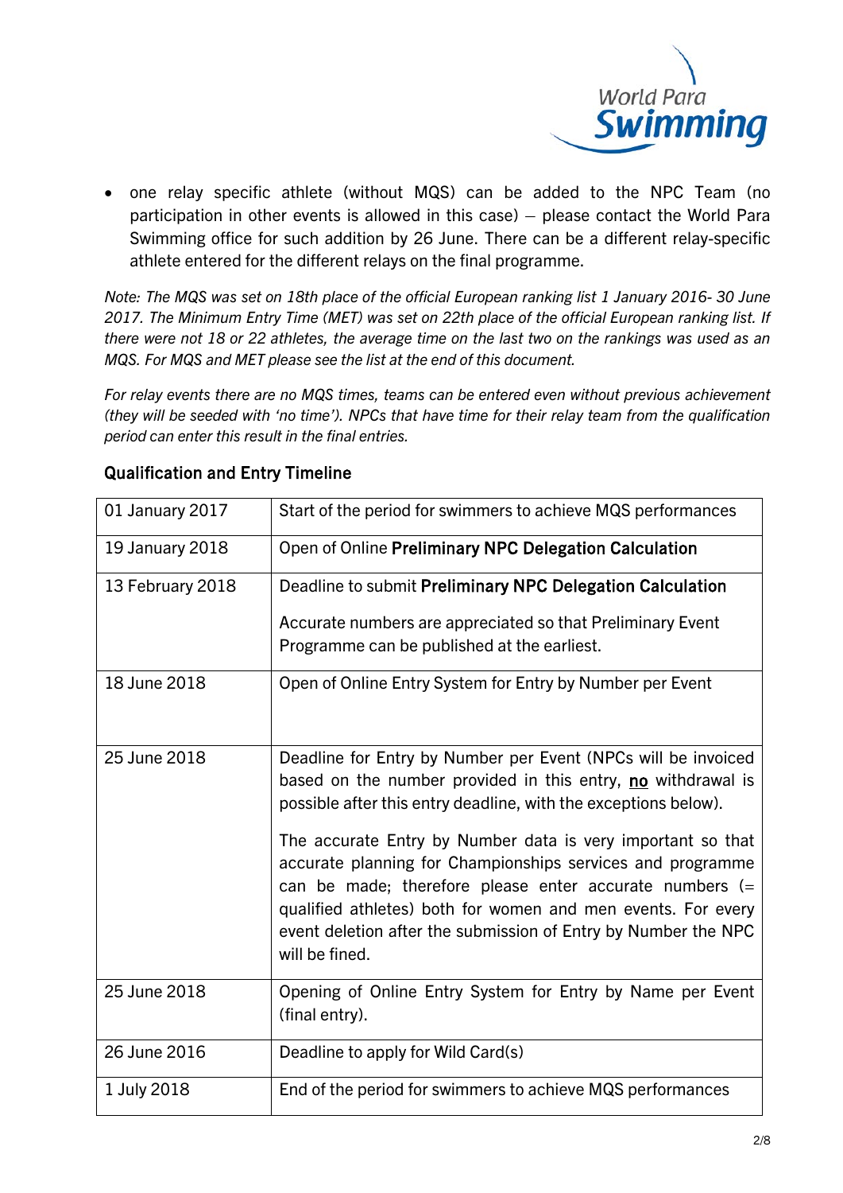- one relay specific athlete (without MQS) can be added to the NPC Team (no participation in other events is allowed in this case) – please contact the World Para Swimming office for such addition by 26 June. There can be a different relay-specific athlete entered for the different relays on the final programme.

*Note: The MQS was set on 18th place of the official European ranking list 1 January 2016- 30 June 2017. The Minimum Entry Time (MET) was set on 22th place of the official European ranking list. If there were not 18 or 22 athletes, the average time on the last two on the rankings was used as an MQS. For MQS and MET please see the list at the end of this document.*

*For relay events there are no MQS times, teams can be entered even without previous achievement (they will be seeded with 'no time'). NPCs that have time for their relay team from the qualification period can enter this result in the final entries.*

## Qualification and Entry Timeline

| | |
|---|---|
| 01 January 2017 | Start of the period for swimmers to achieve MQS performances |
| 19 January 2018 | Open of Online **Preliminary NPC Delegation Calculation** |
| 13 February 2018 | Deadline to submit **Preliminary NPC Delegation Calculation**<br><br>Accurate numbers are appreciated so that Preliminary Event Programme can be published at the earliest. |
| 18 June 2018 | Open of Online Entry System for Entry by Number per Event |
| 25 June 2018 | Deadline for Entry by Number per Event (NPCs will be invoiced based on the number provided in this entry, **no** withdrawal is possible after this entry deadline, with the exceptions below).<br><br>The accurate Entry by Number data is very important so that accurate planning for Championships services and programme can be made; therefore please enter accurate numbers (= qualified athletes) both for women and men events. For every event deletion after the submission of Entry by Number the NPC will be fined. |
| 25 June 2018 | Opening of Online Entry System for Entry by Name per Event (final entry). |
| 26 June 2016 | Deadline to apply for Wild Card(s) |
| 1 July 2018 | End of the period for swimmers to achieve MQS performances |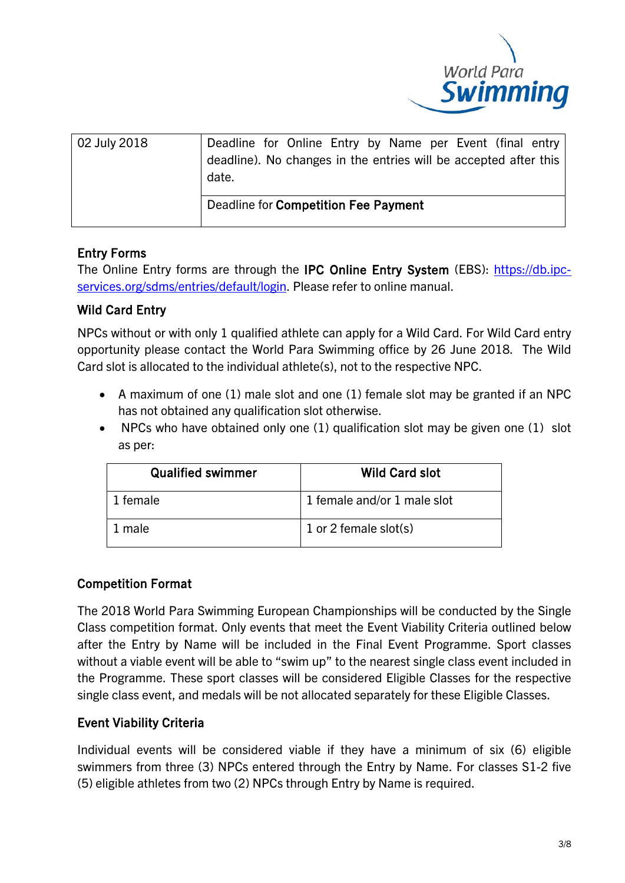| 02 July 2018 | Deadline for Online Entry by Name per Event (final entry deadline). No changes in the entries will be accepted after this date. |
| --- | --- |
| | Deadline for **Competition Fee Payment** |

### Entry Forms

The Online Entry forms are through the **IPC Online Entry System** (EBS): [https://db.ipc-services.org/sdms/entries/default/login](https://db.ipc-services.org/sdms/entries/default/login). Please refer to online manual.

### Wild Card Entry

NPCs without or with only 1 qualified athlete can apply for a Wild Card. For Wild Card entry opportunity please contact the World Para Swimming office by 26 June 2018. The Wild Card slot is allocated to the individual athlete(s), not to the respective NPC.

- A maximum of one (1) male slot and one (1) female slot may be granted if an NPC has not obtained any qualification slot otherwise.
- NPCs who have obtained only one (1) qualification slot may be given one (1) slot as per:

| Qualified swimmer | Wild Card slot |
| --- | --- |
| 1 female | 1 female and/or 1 male slot |
| 1 male | 1 or 2 female slot(s) |

### Competition Format

The 2018 World Para Swimming European Championships will be conducted by the Single Class competition format. Only events that meet the Event Viability Criteria outlined below after the Entry by Name will be included in the Final Event Programme. Sport classes without a viable event will be able to "swim up" to the nearest single class event included in the Programme. These sport classes will be considered Eligible Classes for the respective single class event, and medals will be not allocated separately for these Eligible Classes.

### Event Viability Criteria

Individual events will be considered viable if they have a minimum of six (6) eligible swimmers from three (3) NPCs entered through the Entry by Name. For classes S1-2 five (5) eligible athletes from two (2) NPCs through Entry by Name is required.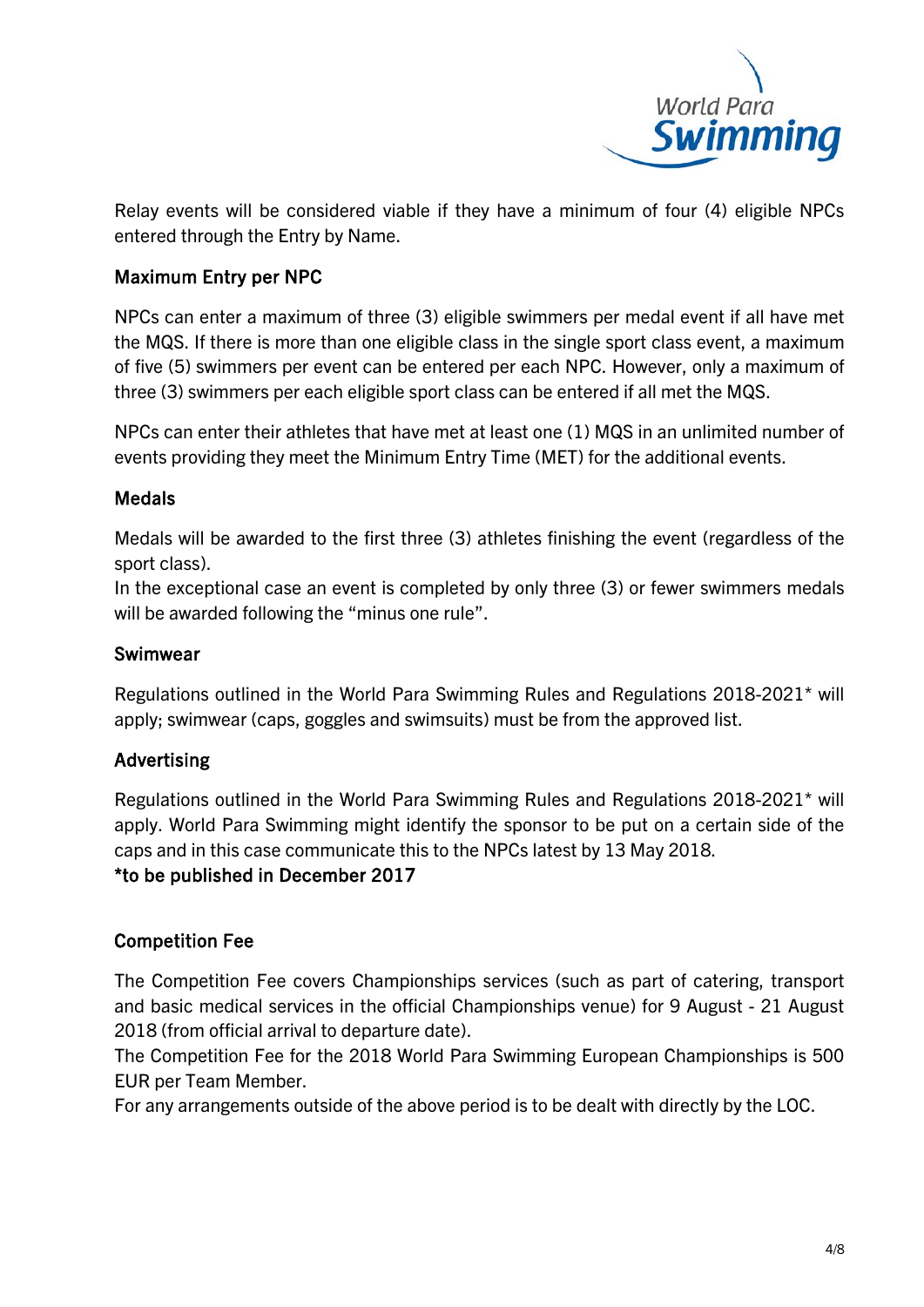Relay events will be considered viable if they have a minimum of four (4) eligible NPCs entered through the Entry by Name.

### Maximum Entry per NPC

NPCs can enter a maximum of three (3) eligible swimmers per medal event if all have met the MQS. If there is more than one eligible class in the single sport class event, a maximum of five (5) swimmers per event can be entered per each NPC. However, only a maximum of three (3) swimmers per each eligible sport class can be entered if all met the MQS.

NPCs can enter their athletes that have met at least one (1) MQS in an unlimited number of events providing they meet the Minimum Entry Time (MET) for the additional events.

### Medals

Medals will be awarded to the first three (3) athletes finishing the event (regardless of the sport class).
In the exceptional case an event is completed by only three (3) or fewer swimmers medals will be awarded following the "minus one rule".

### Swimwear

Regulations outlined in the World Para Swimming Rules and Regulations 2018-2021* will apply; swimwear (caps, goggles and swimsuits) must be from the approved list.

### Advertising

Regulations outlined in the World Para Swimming Rules and Regulations 2018-2021* will apply. World Para Swimming might identify the sponsor to be put on a certain side of the caps and in this case communicate this to the NPCs latest by 13 May 2018.
**\*to be published in December 2017**

### Competition Fee

The Competition Fee covers Championships services (such as part of catering, transport and basic medical services in the official Championships venue) for 9 August - 21 August 2018 (from official arrival to departure date).
The Competition Fee for the 2018 World Para Swimming European Championships is 500 EUR per Team Member.
For any arrangements outside of the above period is to be dealt with directly by the LOC.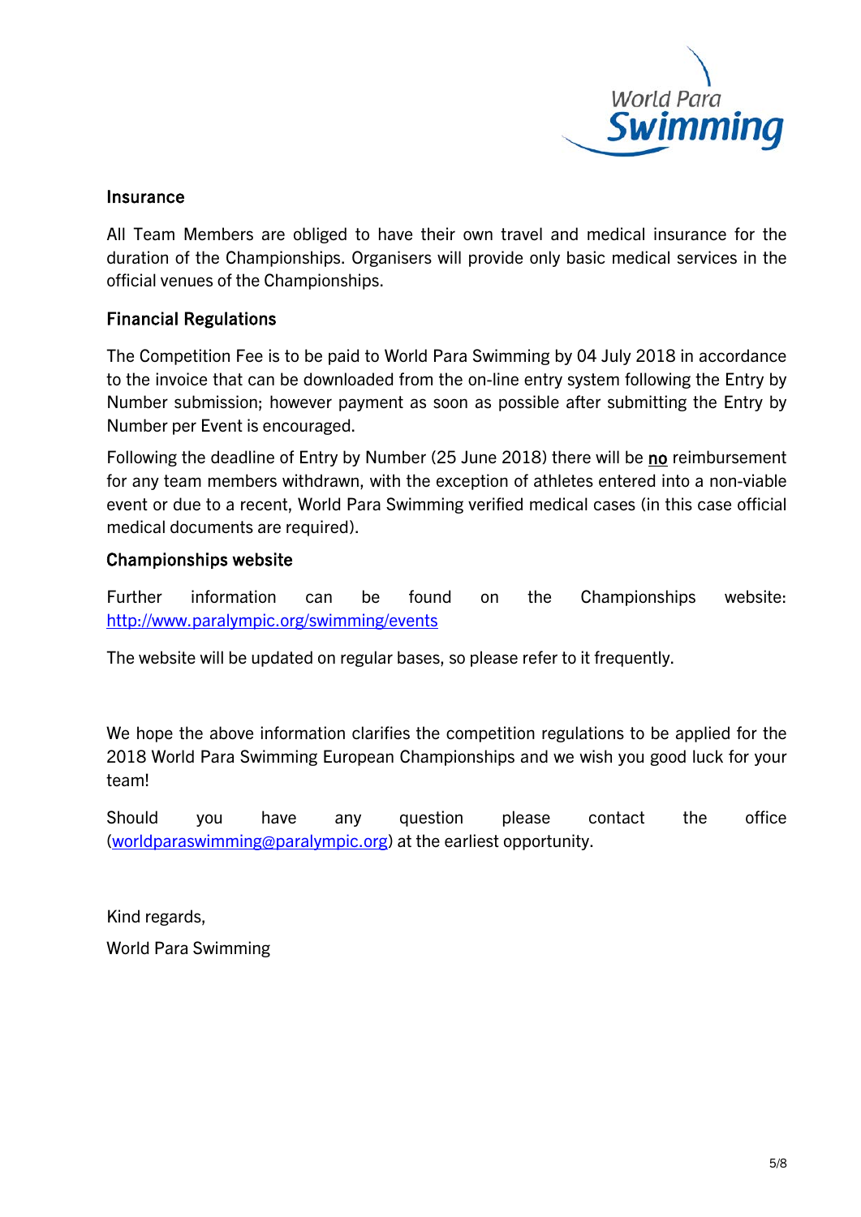## Insurance

All Team Members are obliged to have their own travel and medical insurance for the duration of the Championships. Organisers will provide only basic medical services in the official venues of the Championships.

## Financial Regulations

The Competition Fee is to be paid to World Para Swimming by 04 July 2018 in accordance to the invoice that can be downloaded from the on-line entry system following the Entry by Number submission; however payment as soon as possible after submitting the Entry by Number per Event is encouraged.

Following the deadline of Entry by Number (25 June 2018) there will be **no** reimbursement for any team members withdrawn, with the exception of athletes entered into a non-viable event or due to a recent, World Para Swimming verified medical cases (in this case official medical documents are required).

## Championships website

Further information can be found on the Championships website: http://www.paralympic.org/swimming/events

The website will be updated on regular bases, so please refer to it frequently.

We hope the above information clarifies the competition regulations to be applied for the 2018 World Para Swimming European Championships and we wish you good luck for your team!

Should you have any question please contact the office (worldparaswimming@paralympic.org) at the earliest opportunity.

Kind regards,

World Para Swimming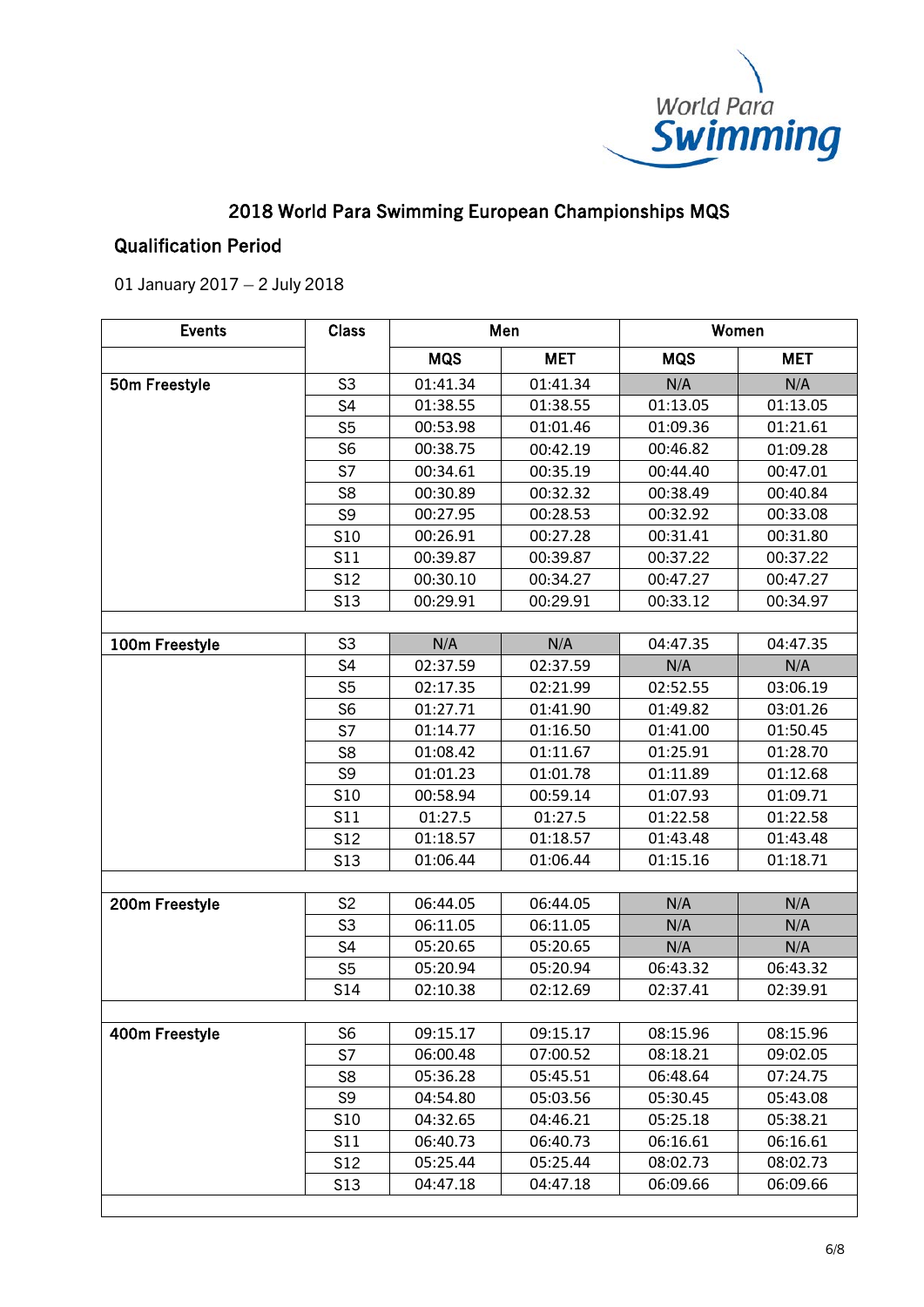## 2018 World Para Swimming European Championships MQS

### Qualification Period

01 January 2017 – 2 July 2018

| Events | Class | Men | | Women | |
|---|---|---|---|---|---|
| | | MQS | MET | MQS | MET |
| 50m Freestyle | S3 | 01:41.34 | 01:41.34 | N/A | N/A |
| | S4 | 01:38.55 | 01:38.55 | 01:13.05 | 01:13.05 |
| | S5 | 00:53.98 | 01:01.46 | 01:09.36 | 01:21.61 |
| | S6 | 00:38.75 | 00:42.19 | 00:46.82 | 01:09.28 |
| | S7 | 00:34.61 | 00:35.19 | 00:44.40 | 00:47.01 |
| | S8 | 00:30.89 | 00:32.32 | 00:38.49 | 00:40.84 |
| | S9 | 00:27.95 | 00:28.53 | 00:32.92 | 00:33.08 |
| | S10 | 00:26.91 | 00:27.28 | 00:31.41 | 00:31.80 |
| | S11 | 00:39.87 | 00:39.87 | 00:37.22 | 00:37.22 |
| | S12 | 00:30.10 | 00:34.27 | 00:47.27 | 00:47.27 |
| | S13 | 00:29.91 | 00:29.91 | 00:33.12 | 00:34.97 |
| | | | | | |
| 100m Freestyle | S3 | N/A | N/A | 04:47.35 | 04:47.35 |
| | S4 | 02:37.59 | 02:37.59 | N/A | N/A |
| | S5 | 02:17.35 | 02:21.99 | 02:52.55 | 03:06.19 |
| | S6 | 01:27.71 | 01:41.90 | 01:49.82 | 03:01.26 |
| | S7 | 01:14.77 | 01:16.50 | 01:41.00 | 01:50.45 |
| | S8 | 01:08.42 | 01:11.67 | 01:25.91 | 01:28.70 |
| | S9 | 01:01.23 | 01:01.78 | 01:11.89 | 01:12.68 |
| | S10 | 00:58.94 | 00:59.14 | 01:07.93 | 01:09.71 |
| | S11 | 01:27.5 | 01:27.5 | 01:22.58 | 01:22.58 |
| | S12 | 01:18.57 | 01:18.57 | 01:43.48 | 01:43.48 |
| | S13 | 01:06.44 | 01:06.44 | 01:15.16 | 01:18.71 |
| | | | | | |
| 200m Freestyle | S2 | 06:44.05 | 06:44.05 | N/A | N/A |
| | S3 | 06:11.05 | 06:11.05 | N/A | N/A |
| | S4 | 05:20.65 | 05:20.65 | N/A | N/A |
| | S5 | 05:20.94 | 05:20.94 | 06:43.32 | 06:43.32 |
| | S14 | 02:10.38 | 02:12.69 | 02:37.41 | 02:39.91 |
| | | | | | |
| 400m Freestyle | S6 | 09:15.17 | 09:15.17 | 08:15.96 | 08:15.96 |
| | S7 | 06:00.48 | 07:00.52 | 08:18.21 | 09:02.05 |
| | S8 | 05:36.28 | 05:45.51 | 06:48.64 | 07:24.75 |
| | S9 | 04:54.80 | 05:03.56 | 05:30.45 | 05:43.08 |
| | S10 | 04:32.65 | 04:46.21 | 05:25.18 | 05:38.21 |
| | S11 | 06:40.73 | 06:40.73 | 06:16.61 | 06:16.61 |
| | S12 | 05:25.44 | 05:25.44 | 08:02.73 | 08:02.73 |
| | S13 | 04:47.18 | 04:47.18 | 06:09.66 | 06:09.66 |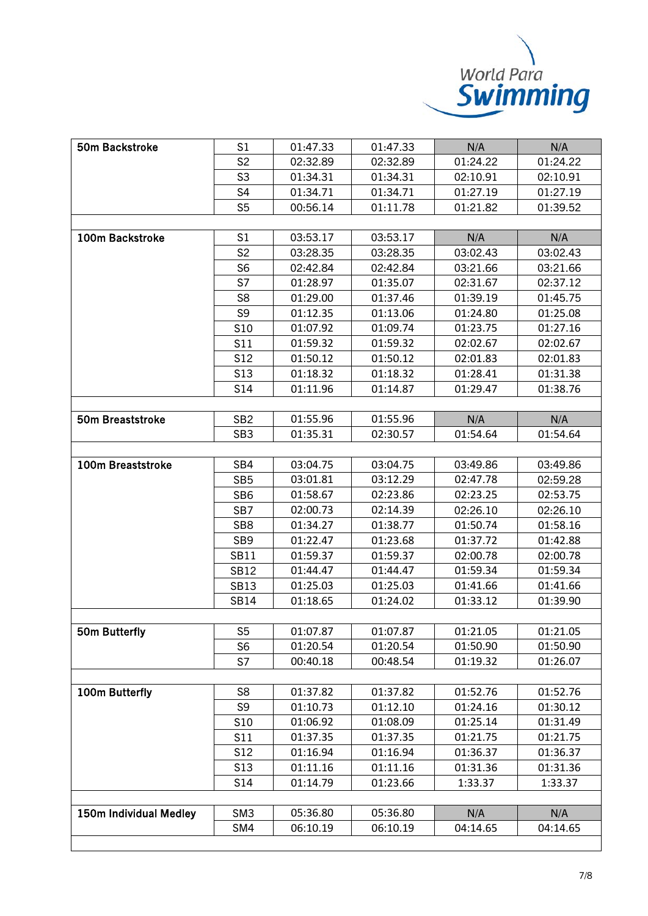| 50m Backstroke | S1 | 01:47.33 | 01:47.33 | N/A | N/A |
|---|---|---|---|---|---|
| | S2 | 02:32.89 | 02:32.89 | 01:24.22 | 01:24.22 |
| | S3 | 01:34.31 | 01:34.31 | 02:10.91 | 02:10.91 |
| | S4 | 01:34.71 | 01:34.71 | 01:27.19 | 01:27.19 |
| | S5 | 00:56.14 | 01:11.78 | 01:21.82 | 01:39.52 |
| | | | | | |
| 100m Backstroke | S1 | 03:53.17 | 03:53.17 | N/A | N/A |
| | S2 | 03:28.35 | 03:28.35 | 03:02.43 | 03:02.43 |
| | S6 | 02:42.84 | 02:42.84 | 03:21.66 | 03:21.66 |
| | S7 | 01:28.97 | 01:35.07 | 02:31.67 | 02:37.12 |
| | S8 | 01:29.00 | 01:37.46 | 01:39.19 | 01:45.75 |
| | S9 | 01:12.35 | 01:13.06 | 01:24.80 | 01:25.08 |
| | S10 | 01:07.92 | 01:09.74 | 01:23.75 | 01:27.16 |
| | S11 | 01:59.32 | 01:59.32 | 02:02.67 | 02:02.67 |
| | S12 | 01:50.12 | 01:50.12 | 02:01.83 | 02:01.83 |
| | S13 | 01:18.32 | 01:18.32 | 01:28.41 | 01:31.38 |
| | S14 | 01:11.96 | 01:14.87 | 01:29.47 | 01:38.76 |
| | | | | | |
| 50m Breaststroke | SB2 | 01:55.96 | 01:55.96 | N/A | N/A |
| | SB3 | 01:35.31 | 02:30.57 | 01:54.64 | 01:54.64 |
| | | | | | |
| 100m Breaststroke | SB4 | 03:04.75 | 03:04.75 | 03:49.86 | 03:49.86 |
| | SB5 | 03:01.81 | 03:12.29 | 02:47.78 | 02:59.28 |
| | SB6 | 01:58.67 | 02:23.86 | 02:23.25 | 02:53.75 |
| | SB7 | 02:00.73 | 02:14.39 | 02:26.10 | 02:26.10 |
| | SB8 | 01:34.27 | 01:38.77 | 01:50.74 | 01:58.16 |
| | SB9 | 01:22.47 | 01:23.68 | 01:37.72 | 01:42.88 |
| | SB11 | 01:59.37 | 01:59.37 | 02:00.78 | 02:00.78 |
| | SB12 | 01:44.47 | 01:44.47 | 01:59.34 | 01:59.34 |
| | SB13 | 01:25.03 | 01:25.03 | 01:41.66 | 01:41.66 |
| | SB14 | 01:18.65 | 01:24.02 | 01:33.12 | 01:39.90 |
| | | | | | |
| 50m Butterfly | S5 | 01:07.87 | 01:07.87 | 01:21.05 | 01:21.05 |
| | S6 | 01:20.54 | 01:20.54 | 01:50.90 | 01:50.90 |
| | S7 | 00:40.18 | 00:48.54 | 01:19.32 | 01:26.07 |
| | | | | | |
| 100m Butterfly | S8 | 01:37.82 | 01:37.82 | 01:52.76 | 01:52.76 |
| | S9 | 01:10.73 | 01:12.10 | 01:24.16 | 01:30.12 |
| | S10 | 01:06.92 | 01:08.09 | 01:25.14 | 01:31.49 |
| | S11 | 01:37.35 | 01:37.35 | 01:21.75 | 01:21.75 |
| | S12 | 01:16.94 | 01:16.94 | 01:36.37 | 01:36.37 |
| | S13 | 01:11.16 | 01:11.16 | 01:31.36 | 01:31.36 |
| | S14 | 01:14.79 | 01:23.66 | 1:33.37 | 1:33.37 |
| | | | | | |
| 150m Individual Medley | SM3 | 05:36.80 | 05:36.80 | N/A | N/A |
| | SM4 | 06:10.19 | 06:10.19 | 04:14.65 | 04:14.65 |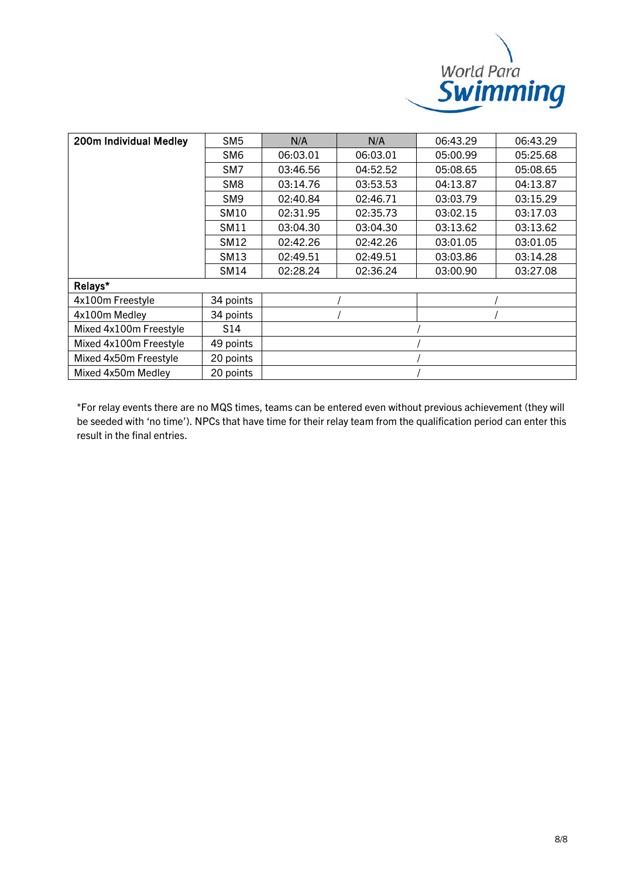| | | | | | |
|---|---|---|---|---|---|
| **200m Individual Medley** | SM5 | N/A | N/A | 06:43.29 | 06:43.29 |
| | SM6 | 06:03.01 | 06:03.01 | 05:00.99 | 05:25.68 |
| | SM7 | 03:46.56 | 04:52.52 | 05:08.65 | 05:08.65 |
| | SM8 | 03:14.76 | 03:53.53 | 04:13.87 | 04:13.87 |
| | SM9 | 02:40.84 | 02:46.71 | 03:03.79 | 03:15.29 |
| | SM10 | 02:31.95 | 02:35.73 | 03:02.15 | 03:17.03 |
| | SM11 | 03:04.30 | 03:04.30 | 03:13.62 | 03:13.62 |
| | SM12 | 02:42.26 | 02:42.26 | 03:01.05 | 03:01.05 |
| | SM13 | 02:49.51 | 02:49.51 | 03:03.86 | 03:14.28 |
| | SM14 | 02:28.24 | 02:36.24 | 03:00.90 | 03:27.08 |
| **Relays*** | | | | | |
| 4x100m Freestyle | 34 points | / | | / | |
| 4x100m Medley | 34 points | / | | / | |
| Mixed 4x100m Freestyle | S14 | / | | | |
| Mixed 4x100m Freestyle | 49 points | / | | | |
| Mixed 4x50m Freestyle | 20 points | / | | | |
| Mixed 4x50m Medley | 20 points | / | | | |

*For relay events there are no MQS times, teams can be entered even without previous achievement (they will be seeded with 'no time'). NPCs that have time for their relay team from the qualification period can enter this result in the final entries.